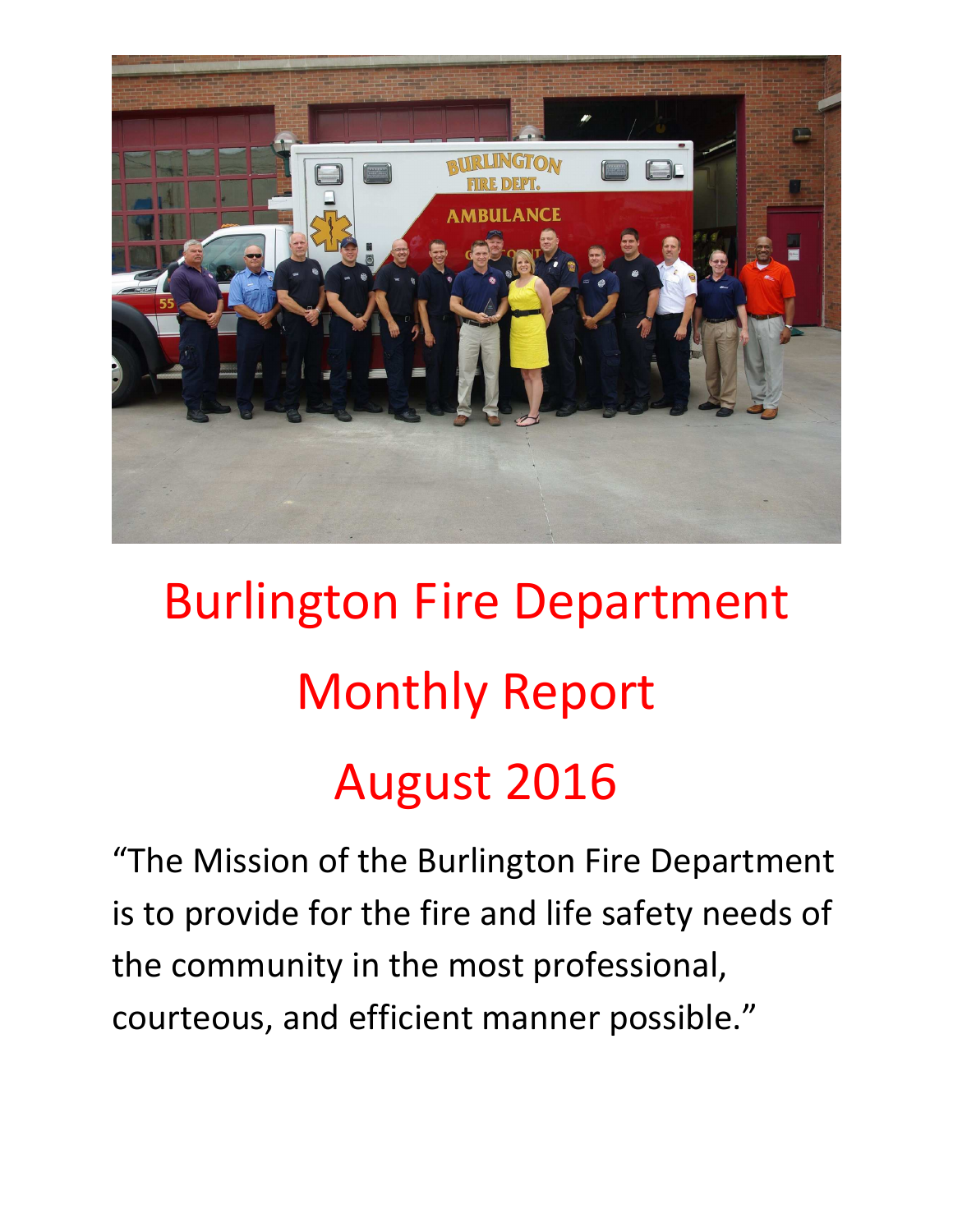# Burlington Fire Department

# Monthly Report

# August 2016

"The Mission of the Burlington Fire Department is to provide for the fire and life safety needs of the community in the most professional, courteous, and efficient manner possible."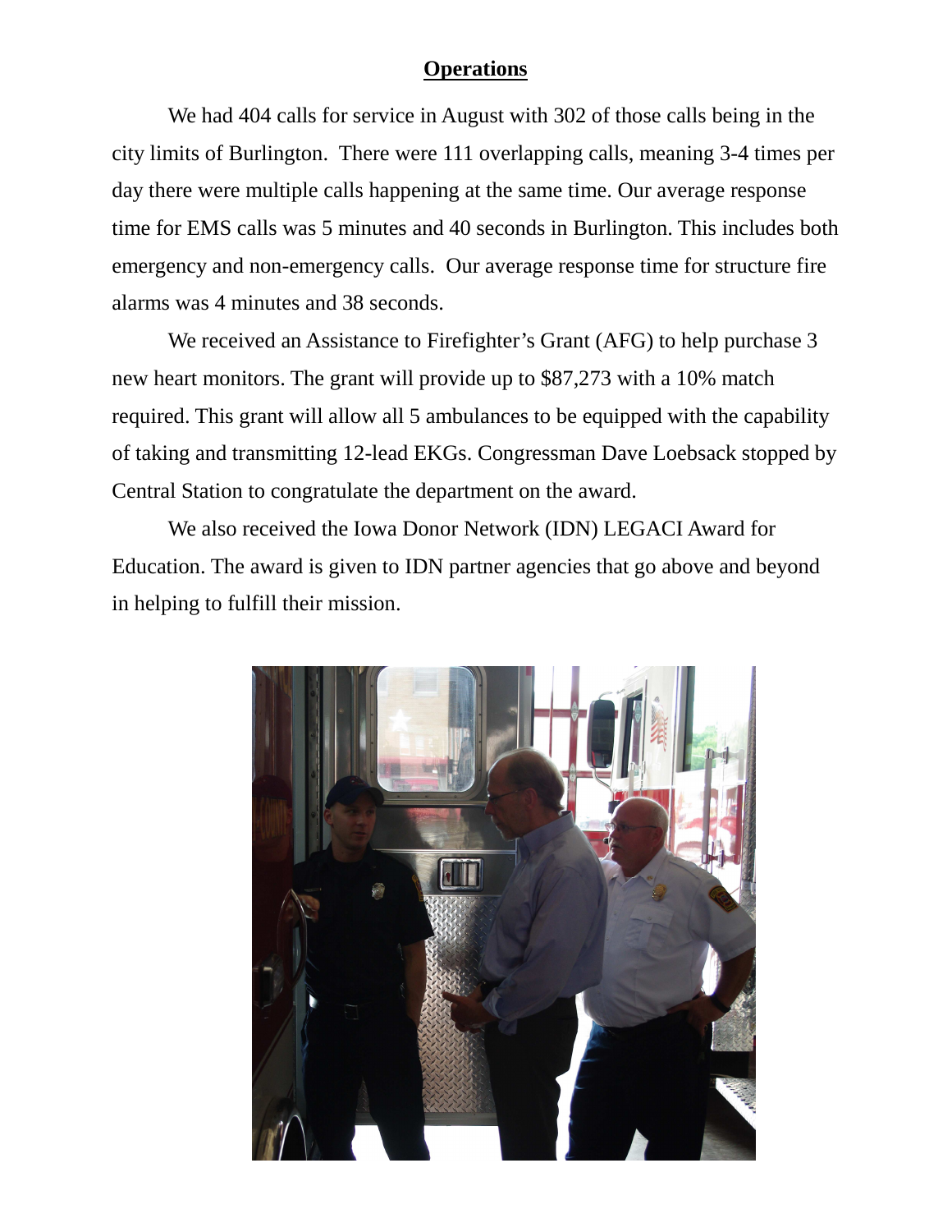## Operations

We had 404 calls for service in August with 302 of those calls being in the city limits of Burlington. There were 111 overlapping calls, meaning 3-4 times per day there were multiple calls happening at the same time. Our average response time for EMS calls was 5 minutes and 40 seconds in Burlington. This includes both emergency and non-emergency calls. Our average response time for structure fire alarms was 4 minutes and 38 seconds.

We received an Assistance to Firefighter's Grant (AFG) to help purchase 3 new heart monitors. The grant will provide up to $87,273 with a 10% match required. This grant will allow all 5 ambulances to be equipped with the capability of taking and transmitting 12-lead EKGs. Congressman Dave Loebsack stopped by Central Station to congratulate the department on the award.

We also received the Iowa Donor Network (IDN) LEGACI Award for Education. The award is given to IDN partner agencies that go above and beyond in helping to fulfill their mission.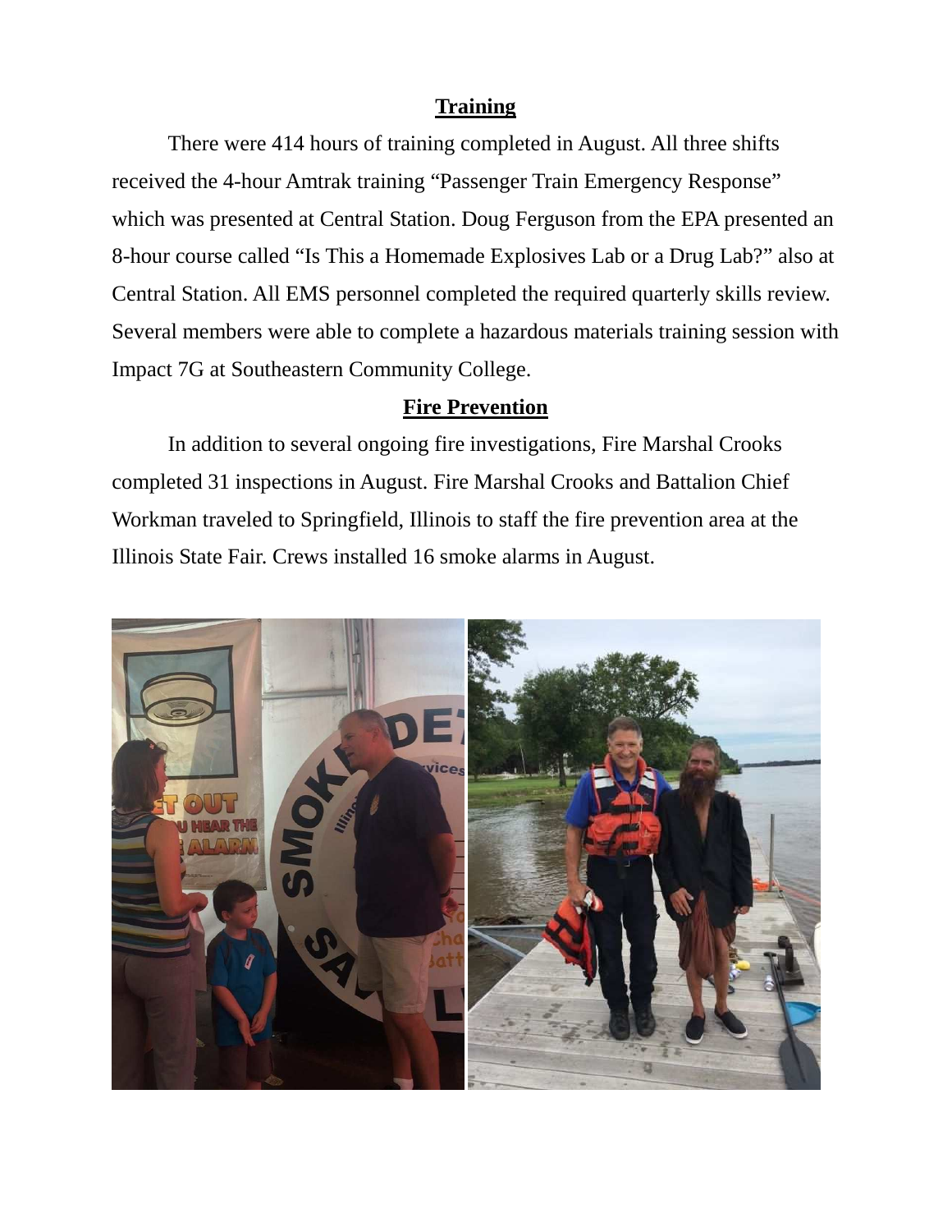## Training

There were 414 hours of training completed in August. All three shifts received the 4-hour Amtrak training "Passenger Train Emergency Response" which was presented at Central Station. Doug Ferguson from the EPA presented an 8-hour course called "Is This a Homemade Explosives Lab or a Drug Lab?" also at Central Station. All EMS personnel completed the required quarterly skills review. Several members were able to complete a hazardous materials training session with Impact 7G at Southeastern Community College.

## Fire Prevention

In addition to several ongoing fire investigations, Fire Marshal Crooks completed 31 inspections in August. Fire Marshal Crooks and Battalion Chief Workman traveled to Springfield, Illinois to staff the fire prevention area at the Illinois State Fair. Crews installed 16 smoke alarms in August.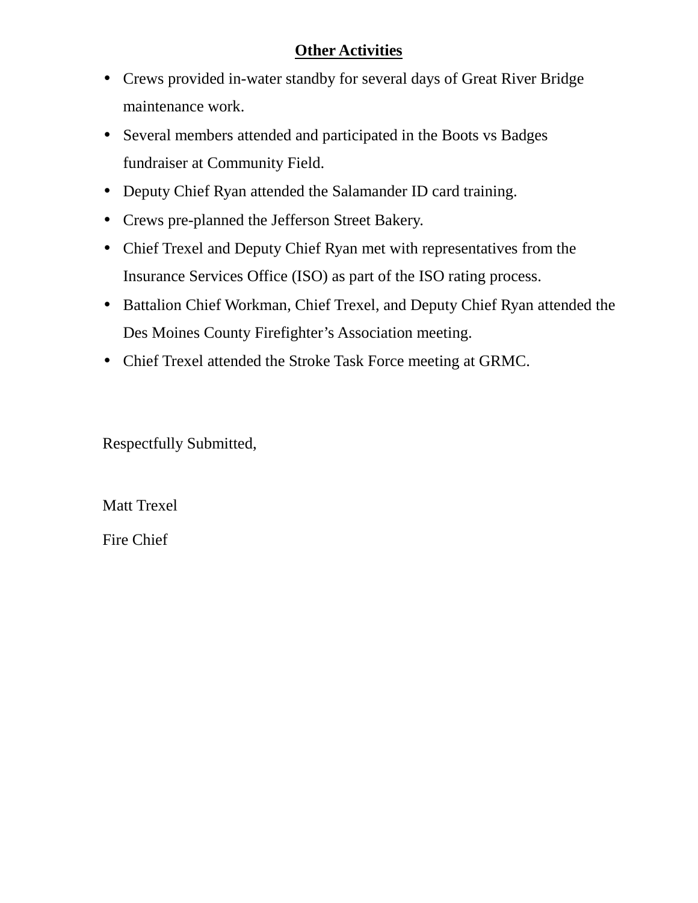**Other Activities**

- Crews provided in-water standby for several days of Great River Bridge maintenance work.
- Several members attended and participated in the Boots vs Badges fundraiser at Community Field.
- Deputy Chief Ryan attended the Salamander ID card training.
- Crews pre-planned the Jefferson Street Bakery.
- Chief Trexel and Deputy Chief Ryan met with representatives from the Insurance Services Office (ISO) as part of the ISO rating process.
- Battalion Chief Workman, Chief Trexel, and Deputy Chief Ryan attended the Des Moines County Firefighter's Association meeting.
- Chief Trexel attended the Stroke Task Force meeting at GRMC.

Respectfully Submitted,

Matt Trexel

Fire Chief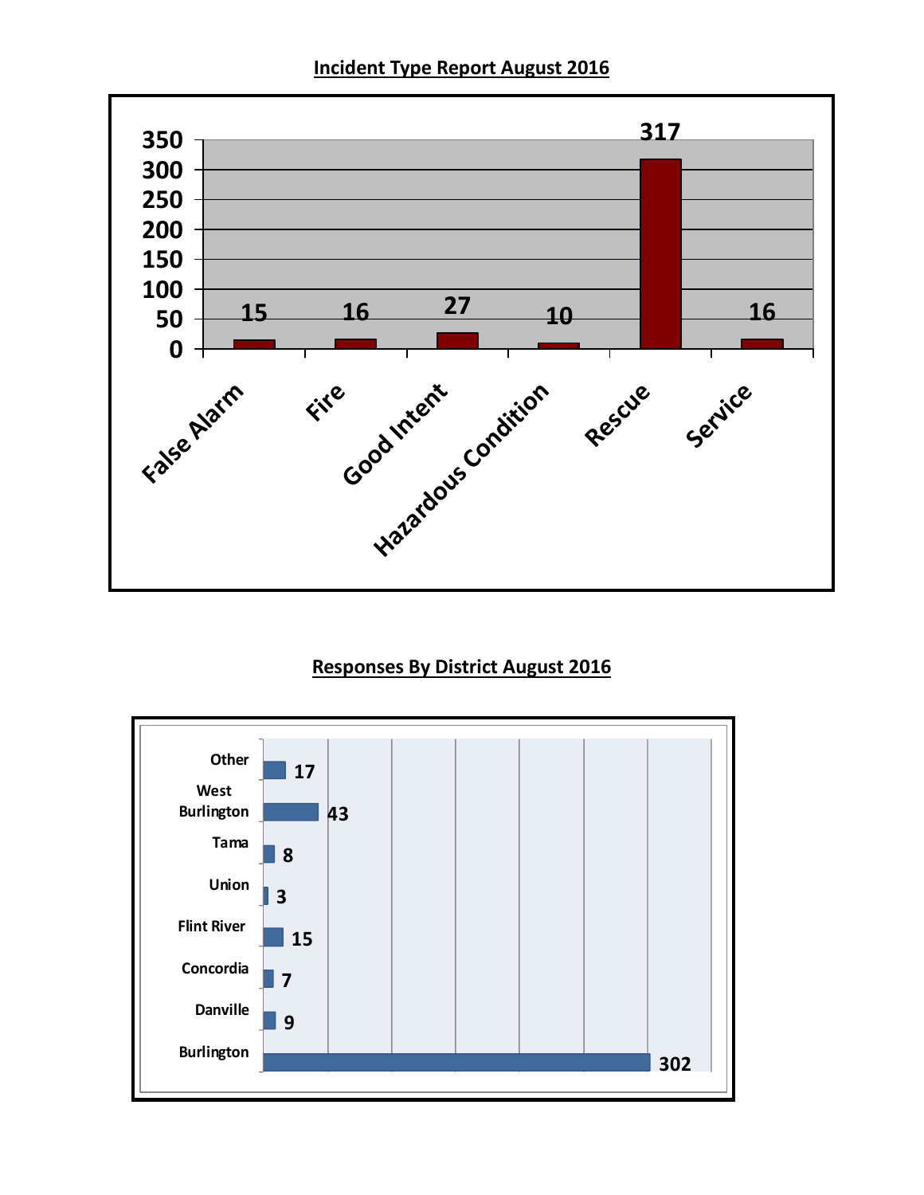**Incident Type Report August 2016**

| Incident Type | Count |
|---|---|
| False Alarm | 15 |
| Fire | 16 |
| Good Intent | 27 |
| Hazardous Condition | 10 |
| Rescue | 317 |
| Service | 16 |

**Responses By District August 2016**

| District | Responses |
|---|---|
| Other | 17 |
| West Burlington | 43 |
| Tama | 8 |
| Union | 3 |
| Flint River | 15 |
| Concordia | 7 |
| Danville | 9 |
| Burlington | 302 |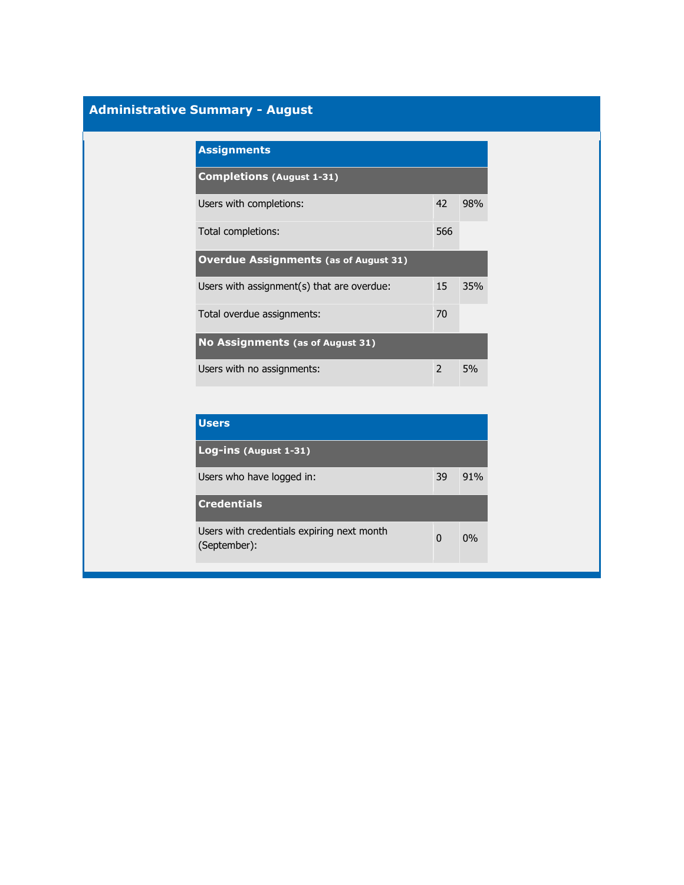# Administrative Summary - August

## Assignments

| **Completions** (August 1-31) | | |
|---|---|---|
| Users with completions: | 42 | 98% |
| Total completions: | 566 | |
| **Overdue Assignments** (as of August 31) | | |
| Users with assignment(s) that are overdue: | 15 | 35% |
| Total overdue assignments: | 70 | |
| **No Assignments** (as of August 31) | | |
| Users with no assignments: | 2 | 5% |

## Users

| **Log-ins** (August 1-31) | | |
|---|---|---|
| Users who have logged in: | 39 | 91% |
| **Credentials** | | |
| Users with credentials expiring next month (September): | 0 | 0% |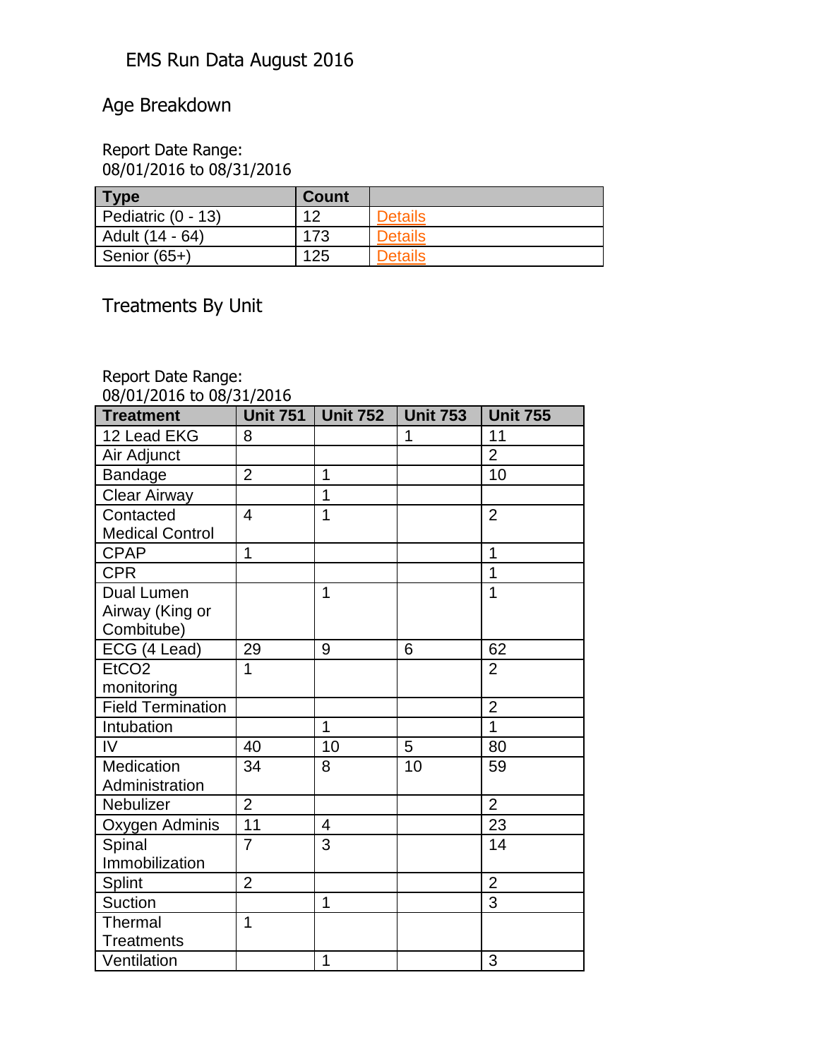# EMS Run Data August 2016

## Age Breakdown

Report Date Range:
08/01/2016 to 08/31/2016

| Type | Count | |
|---|---|---|
| Pediatric (0 - 13) | 12 | Details |
| Adult (14 - 64) | 173 | Details |
| Senior (65+) | 125 | Details |

## Treatments By Unit

Report Date Range:
08/01/2016 to 08/31/2016

| Treatment | Unit 751 | Unit 752 | Unit 753 | Unit 755 |
|---|---|---|---|---|
| 12 Lead EKG | 8 | | 1 | 11 |
| Air Adjunct | | | | 2 |
| Bandage | 2 | 1 | | 10 |
| Clear Airway | | 1 | | |
| Contacted Medical Control | 4 | 1 | | 2 |
| CPAP | 1 | | | 1 |
| CPR | | | | 1 |
| Dual Lumen Airway (King or Combitube) | | 1 | | 1 |
| ECG (4 Lead) | 29 | 9 | 6 | 62 |
| EtCO2 monitoring | 1 | | | 2 |
| Field Termination | | | | 2 |
| Intubation | | 1 | | 1 |
| IV | 40 | 10 | 5 | 80 |
| Medication Administration | 34 | 8 | 10 | 59 |
| Nebulizer | 2 | | | 2 |
| Oxygen Adminis | 11 | 4 | | 23 |
| Spinal Immobilization | 7 | 3 | | 14 |
| Splint | 2 | | | 2 |
| Suction | | 1 | | 3 |
| Thermal Treatments | 1 | | | |
| Ventilation | | 1 | | 3 |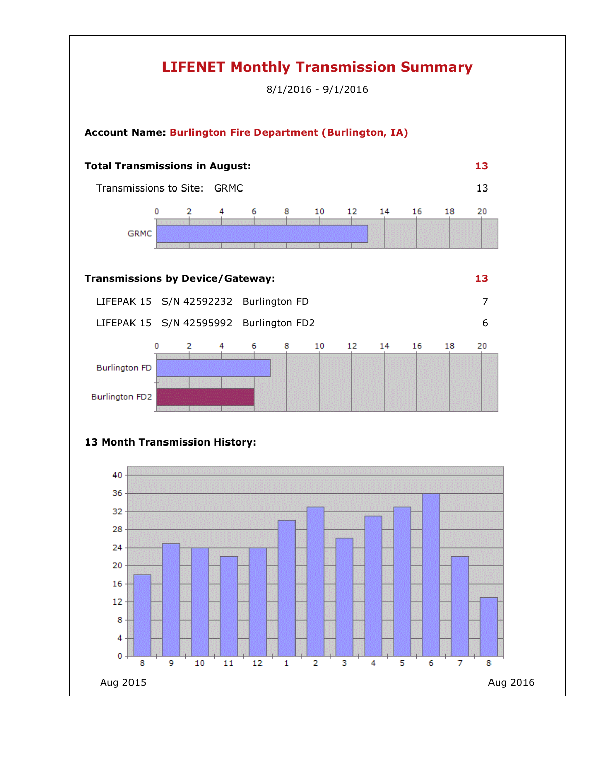# LIFENET Monthly Transmission Summary

8/1/2016 - 9/1/2016

**Account Name:** **Burlington Fire Department (Burlington, IA)**

**Total Transmissions in August:** **13**

Transmissions to Site: GRMC 13

0 2 4 6 8 10 12 14 16 18 20

GRMC

**Transmissions by Device/Gateway:** **13**

LIFEPAK 15 S/N 42592232 Burlington FD 7

LIFEPAK 15 S/N 42595992 Burlington FD2 6

0 2 4 6 8 10 12 14 16 18 20

Burlington FD

Burlington FD2

**13 Month Transmission History:**

40 36 32 28 24 20 16 12 8 4 0

8 9 10 11 12 1 2 3 4 5 6 7 8

Aug 2015 Aug 2016